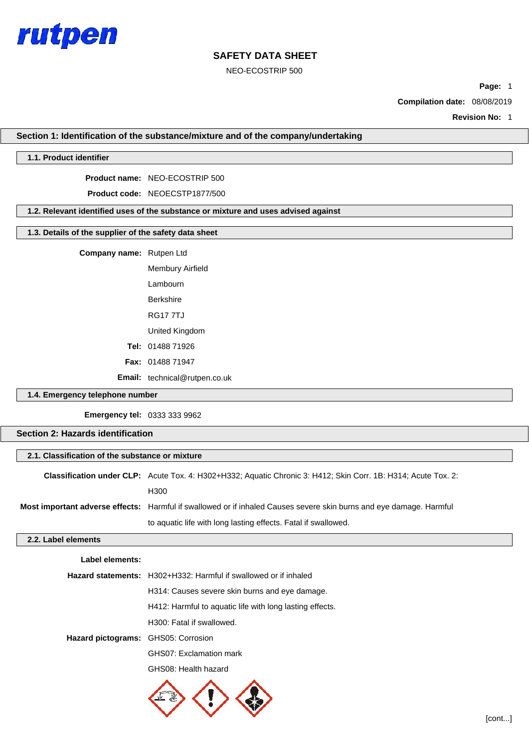rutpen

# SAFETY DATA SHEET

NEO-ECOSTRIP 500

**Page:** 1

**Compilation date:** 08/08/2019

**Revision No:** 1

## Section 1: Identification of the substance/mixture and of the company/undertaking

### 1.1. Product identifier

**Product name:** NEO-ECOSTRIP 500

**Product code:** NEOECSTP1877/500

### 1.2. Relevant identified uses of the substance or mixture and uses advised against

### 1.3. Details of the supplier of the safety data sheet

**Company name:** Rutpen Ltd
Membury Airfield
Lambourn
Berkshire
RG17 7TJ
United Kingdom

**Tel:** 01488 71926

**Fax:** 01488 71947

**Email:** technical@rutpen.co.uk

### 1.4. Emergency telephone number

**Emergency tel:** 0333 333 9962

## Section 2: Hazards identification

### 2.1. Classification of the substance or mixture

**Classification under CLP:** Acute Tox. 4: H302+H332; Aquatic Chronic 3: H412; Skin Corr. 1B: H314; Acute Tox. 2: H300

**Most important adverse effects:** Harmful if swallowed or if inhaled Causes severe skin burns and eye damage. Harmful to aquatic life with long lasting effects. Fatal if swallowed.

### 2.2. Label elements

**Label elements:**

**Hazard statements:** H302+H332: Harmful if swallowed or if inhaled
H314: Causes severe skin burns and eye damage.
H412: Harmful to aquatic life with long lasting effects.
H300: Fatal if swallowed.

**Hazard pictograms:** GHS05: Corrosion
GHS07: Exclamation mark
GHS08: Health hazard

[cont...]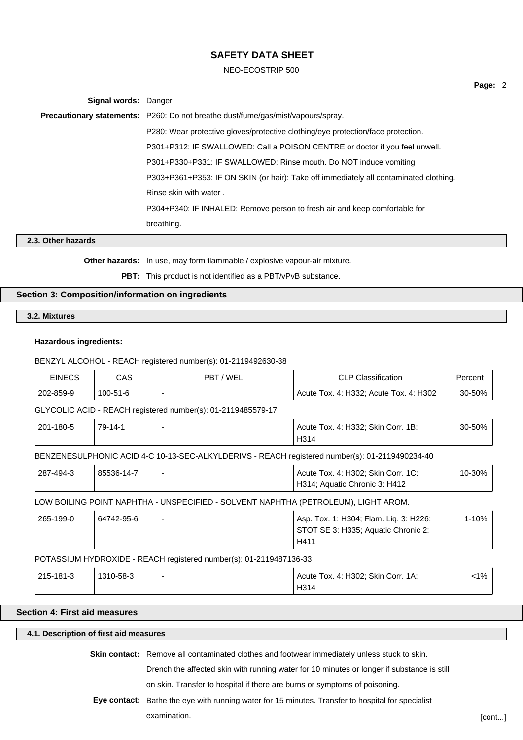**Signal words:** Danger

**Precautionary statements:** P260: Do not breathe dust/fume/gas/mist/vapours/spray.

P280: Wear protective gloves/protective clothing/eye protection/face protection.

P301+P312: IF SWALLOWED: Call a POISON CENTRE or doctor if you feel unwell.

P301+P330+P331: IF SWALLOWED: Rinse mouth. Do NOT induce vomiting

P303+P361+P353: IF ON SKIN (or hair): Take off immediately all contaminated clothing. Rinse skin with water .

P304+P340: IF INHALED: Remove person to fresh air and keep comfortable for breathing.

### 2.3. Other hazards

**Other hazards:** In use, may form flammable / explosive vapour-air mixture.

**PBT:** This product is not identified as a PBT/vPvB substance.

## Section 3: Composition/information on ingredients

### 3.2. Mixtures

**Hazardous ingredients:**

BENZYL ALCOHOL - REACH registered number(s): 01-2119492630-38

| EINECS | CAS | PBT / WEL | CLP Classification | Percent |
|---|---|---|---|---|
| 202-859-9 | 100-51-6 | - | Acute Tox. 4: H332; Acute Tox. 4: H302 | 30-50% |

GLYCOLIC ACID - REACH registered number(s): 01-2119485579-17

| EINECS | CAS | PBT / WEL | CLP Classification | Percent |
|---|---|---|---|---|
| 201-180-5 | 79-14-1 | - | Acute Tox. 4: H332; Skin Corr. 1B: H314 | 30-50% |

BENZENESULPHONIC ACID 4-C 10-13-SEC-ALKYLDERIVS - REACH registered number(s): 01-2119490234-40

| EINECS | CAS | PBT / WEL | CLP Classification | Percent |
|---|---|---|---|---|
| 287-494-3 | 85536-14-7 | - | Acute Tox. 4: H302; Skin Corr. 1C: H314; Aquatic Chronic 3: H412 | 10-30% |

LOW BOILING POINT NAPHTHA - UNSPECIFIED - SOLVENT NAPHTHA (PETROLEUM), LIGHT AROM.

| EINECS | CAS | PBT / WEL | CLP Classification | Percent |
|---|---|---|---|---|
| 265-199-0 | 64742-95-6 | - | Asp. Tox. 1: H304; Flam. Liq. 3: H226; STOT SE 3: H335; Aquatic Chronic 2: H411 | 1-10% |

POTASSIUM HYDROXIDE - REACH registered number(s): 01-2119487136-33

| EINECS | CAS | PBT / WEL | CLP Classification | Percent |
|---|---|---|---|---|
| 215-181-3 | 1310-58-3 | - | Acute Tox. 4: H302; Skin Corr. 1A: H314 | <1% |

## Section 4: First aid measures

### 4.1. Description of first aid measures

**Skin contact:** Remove all contaminated clothes and footwear immediately unless stuck to skin. Drench the affected skin with running water for 10 minutes or longer if substance is still on skin. Transfer to hospital if there are burns or symptoms of poisoning.

**Eye contact:** Bathe the eye with running water for 15 minutes. Transfer to hospital for specialist examination.

[cont...]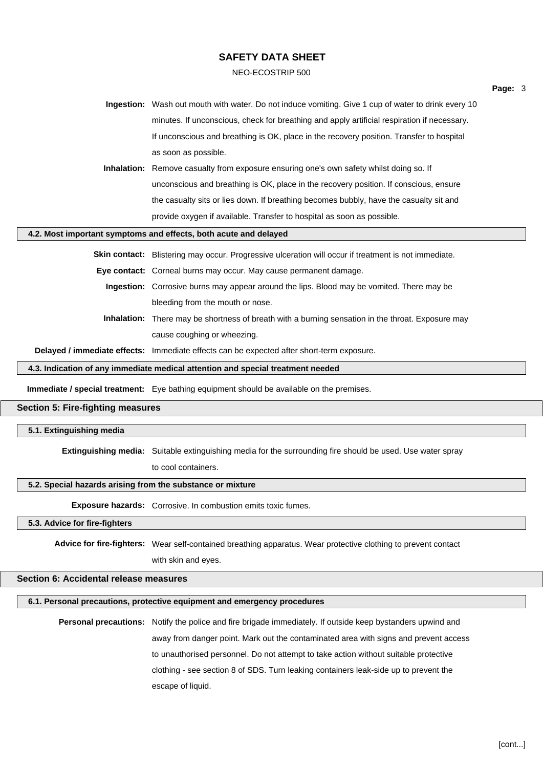**Ingestion:** Wash out mouth with water. Do not induce vomiting. Give 1 cup of water to drink every 10 minutes. If unconscious, check for breathing and apply artificial respiration if necessary. If unconscious and breathing is OK, place in the recovery position. Transfer to hospital as soon as possible.

**Inhalation:** Remove casualty from exposure ensuring one's own safety whilst doing so. If unconscious and breathing is OK, place in the recovery position. If conscious, ensure the casualty sits or lies down. If breathing becomes bubbly, have the casualty sit and provide oxygen if available. Transfer to hospital as soon as possible.

### 4.2. Most important symptoms and effects, both acute and delayed

**Skin contact:** Blistering may occur. Progressive ulceration will occur if treatment is not immediate.

**Eye contact:** Corneal burns may occur. May cause permanent damage.

**Ingestion:** Corrosive burns may appear around the lips. Blood may be vomited. There may be bleeding from the mouth or nose.

**Inhalation:** There may be shortness of breath with a burning sensation in the throat. Exposure may cause coughing or wheezing.

**Delayed / immediate effects:** Immediate effects can be expected after short-term exposure.

### 4.3. Indication of any immediate medical attention and special treatment needed

**Immediate / special treatment:** Eye bathing equipment should be available on the premises.

## Section 5: Fire-fighting measures

### 5.1. Extinguishing media

**Extinguishing media:** Suitable extinguishing media for the surrounding fire should be used. Use water spray to cool containers.

### 5.2. Special hazards arising from the substance or mixture

**Exposure hazards:** Corrosive. In combustion emits toxic fumes.

### 5.3. Advice for fire-fighters

**Advice for fire-fighters:** Wear self-contained breathing apparatus. Wear protective clothing to prevent contact with skin and eyes.

## Section 6: Accidental release measures

### 6.1. Personal precautions, protective equipment and emergency procedures

**Personal precautions:** Notify the police and fire brigade immediately. If outside keep bystanders upwind and away from danger point. Mark out the contaminated area with signs and prevent access to unauthorised personnel. Do not attempt to take action without suitable protective clothing - see section 8 of SDS. Turn leaking containers leak-side up to prevent the escape of liquid.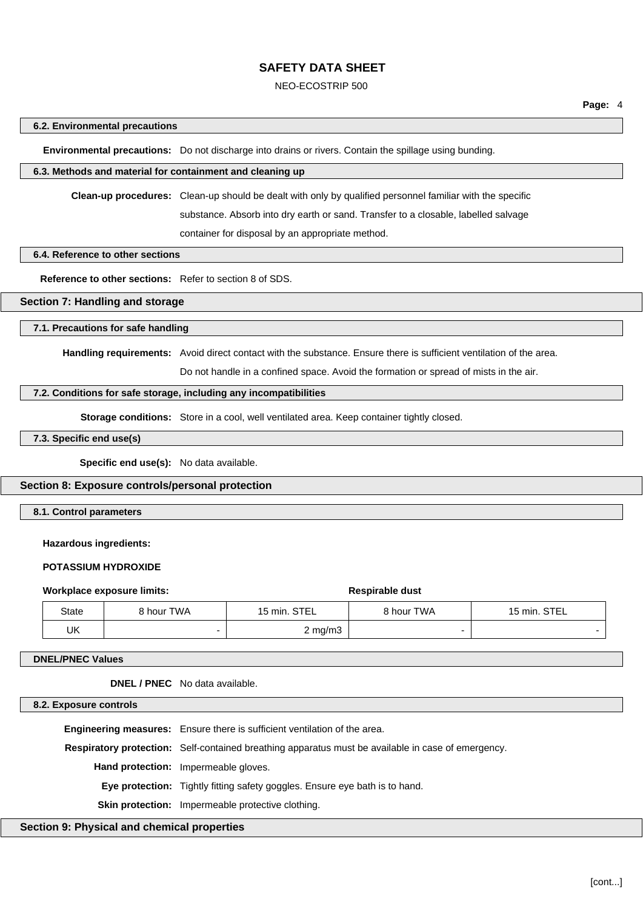### 6.2. Environmental precautions

**Environmental precautions:** Do not discharge into drains or rivers. Contain the spillage using bunding.

### 6.3. Methods and material for containment and cleaning up

**Clean-up procedures:** Clean-up should be dealt with only by qualified personnel familiar with the specific substance. Absorb into dry earth or sand. Transfer to a closable, labelled salvage container for disposal by an appropriate method.

### 6.4. Reference to other sections

**Reference to other sections:** Refer to section 8 of SDS.

## Section 7: Handling and storage

### 7.1. Precautions for safe handling

**Handling requirements:** Avoid direct contact with the substance. Ensure there is sufficient ventilation of the area. Do not handle in a confined space. Avoid the formation or spread of mists in the air.

### 7.2. Conditions for safe storage, including any incompatibilities

**Storage conditions:** Store in a cool, well ventilated area. Keep container tightly closed.

### 7.3. Specific end use(s)

**Specific end use(s):** No data available.

## Section 8: Exposure controls/personal protection

### 8.1. Control parameters

**Hazardous ingredients:**

**POTASSIUM HYDROXIDE**

| Workplace exposure limits: | | | Respirable dust | |
|---|---|---|---|---|
| State | 8 hour TWA | 15 min. STEL | 8 hour TWA | 15 min. STEL |
| UK | - | 2 mg/m3 | - | - |

### DNEL/PNEC Values

**DNEL / PNEC** No data available.

### 8.2. Exposure controls

**Engineering measures:** Ensure there is sufficient ventilation of the area.

**Respiratory protection:** Self-contained breathing apparatus must be available in case of emergency.

**Hand protection:** Impermeable gloves.

**Eye protection:** Tightly fitting safety goggles. Ensure eye bath is to hand.

**Skin protection:** Impermeable protective clothing.

## Section 9: Physical and chemical properties

[cont...]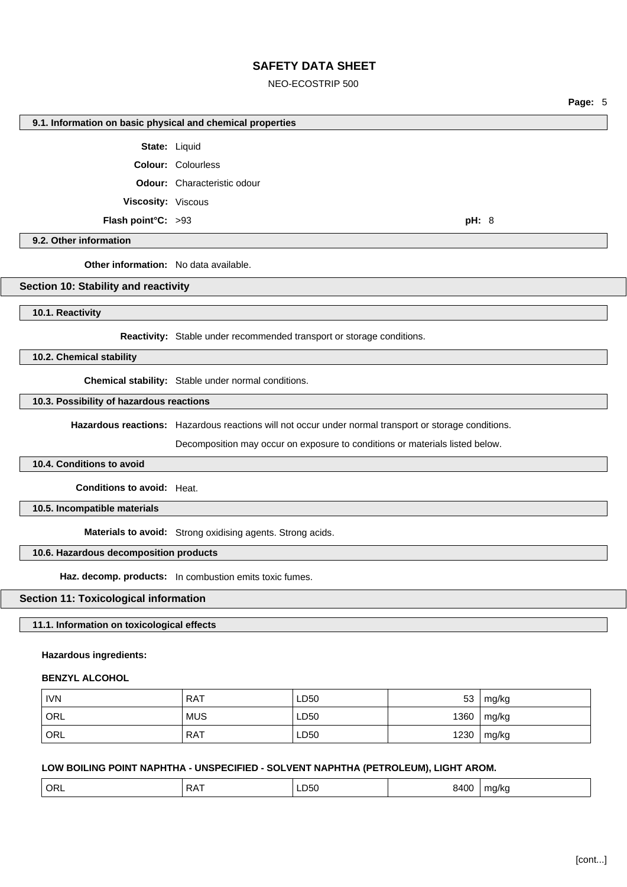### 9.1. Information on basic physical and chemical properties

**State:** Liquid

**Colour:** Colourless

**Odour:** Characteristic odour

**Viscosity:** Viscous

**Flash point°C:** >93 **pH:** 8

### 9.2. Other information

**Other information:** No data available.

## Section 10: Stability and reactivity

### 10.1. Reactivity

**Reactivity:** Stable under recommended transport or storage conditions.

### 10.2. Chemical stability

**Chemical stability:** Stable under normal conditions.

### 10.3. Possibility of hazardous reactions

**Hazardous reactions:** Hazardous reactions will not occur under normal transport or storage conditions.

Decomposition may occur on exposure to conditions or materials listed below.

### 10.4. Conditions to avoid

**Conditions to avoid:** Heat.

### 10.5. Incompatible materials

**Materials to avoid:** Strong oxidising agents. Strong acids.

### 10.6. Hazardous decomposition products

**Haz. decomp. products:** In combustion emits toxic fumes.

## Section 11: Toxicological information

### 11.1. Information on toxicological effects

**Hazardous ingredients:**

**BENZYL ALCOHOL**

| | | | | |
|---|---|---|---|---|
| IVN | RAT | LD50 | 53 | mg/kg |
| ORL | MUS | LD50 | 1360 | mg/kg |
| ORL | RAT | LD50 | 1230 | mg/kg |

**LOW BOILING POINT NAPHTHA - UNSPECIFIED - SOLVENT NAPHTHA (PETROLEUM), LIGHT AROM.**

| | | | | |
|---|---|---|---|---|
| ORL | RAT | LD50 | 8400 | mg/kg |

[cont...]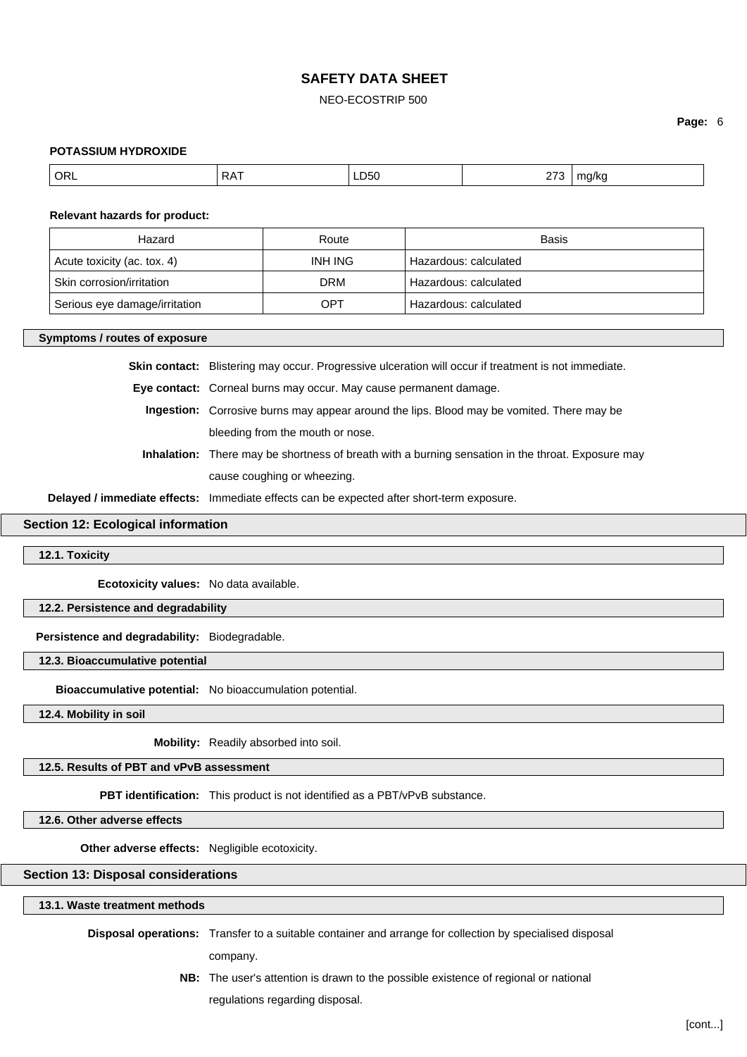**POTASSIUM HYDROXIDE**

| ORL | RAT | LD50 | 273 | mg/kg |
|---|---|---|---|---|

**Relevant hazards for product:**

| Hazard | Route | Basis |
|---|---|---|
| Acute toxicity (ac. tox. 4) | INH ING | Hazardous: calculated |
| Skin corrosion/irritation | DRM | Hazardous: calculated |
| Serious eye damage/irritation | OPT | Hazardous: calculated |

### Symptoms / routes of exposure

**Skin contact:** Blistering may occur. Progressive ulceration will occur if treatment is not immediate.

**Eye contact:** Corneal burns may occur. May cause permanent damage.

**Ingestion:** Corrosive burns may appear around the lips. Blood may be vomited. There may be bleeding from the mouth or nose.

**Inhalation:** There may be shortness of breath with a burning sensation in the throat. Exposure may cause coughing or wheezing.

**Delayed / immediate effects:** Immediate effects can be expected after short-term exposure.

## Section 12: Ecological information

### 12.1. Toxicity

**Ecotoxicity values:** No data available.

### 12.2. Persistence and degradability

**Persistence and degradability:** Biodegradable.

### 12.3. Bioaccumulative potential

**Bioaccumulative potential:** No bioaccumulation potential.

### 12.4. Mobility in soil

**Mobility:** Readily absorbed into soil.

### 12.5. Results of PBT and vPvB assessment

**PBT identification:** This product is not identified as a PBT/vPvB substance.

### 12.6. Other adverse effects

**Other adverse effects:** Negligible ecotoxicity.

## Section 13: Disposal considerations

### 13.1. Waste treatment methods

**Disposal operations:** Transfer to a suitable container and arrange for collection by specialised disposal company.

**NB:** The user's attention is drawn to the possible existence of regional or national regulations regarding disposal.

[cont...]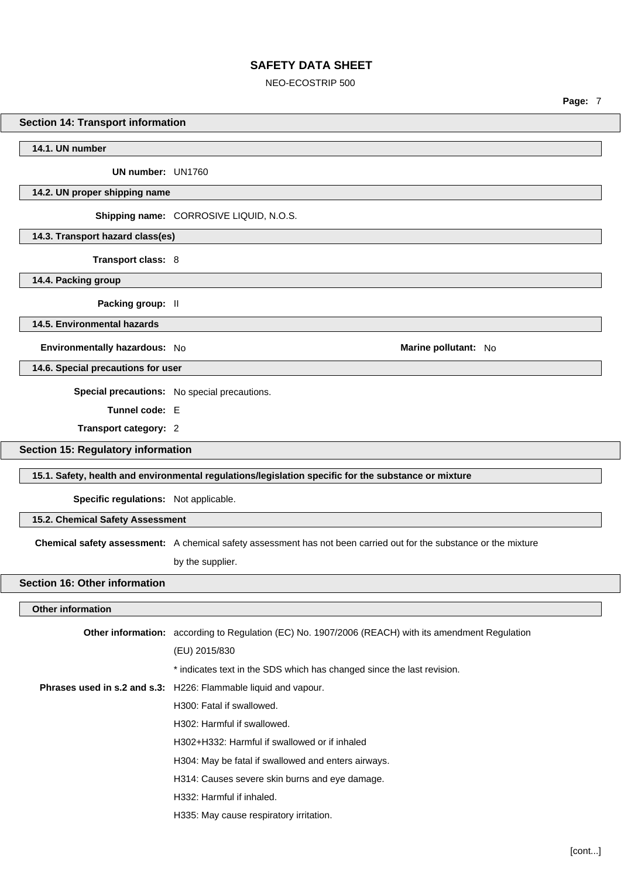## Section 14: Transport information

### 14.1. UN number

**UN number:** UN1760

### 14.2. UN proper shipping name

**Shipping name:** CORROSIVE LIQUID, N.O.S.

### 14.3. Transport hazard class(es)

**Transport class:** 8

### 14.4. Packing group

**Packing group:** II

### 14.5. Environmental hazards

**Environmentally hazardous:** No

**Marine pollutant:** No

### 14.6. Special precautions for user

**Special precautions:** No special precautions.

**Tunnel code:** E

**Transport category:** 2

## Section 15: Regulatory information

### 15.1. Safety, health and environmental regulations/legislation specific for the substance or mixture

**Specific regulations:** Not applicable.

### 15.2. Chemical Safety Assessment

**Chemical safety assessment:** A chemical safety assessment has not been carried out for the substance or the mixture by the supplier.

## Section 16: Other information

### Other information

**Other information:** according to Regulation (EC) No. 1907/2006 (REACH) with its amendment Regulation (EU) 2015/830

* indicates text in the SDS which has changed since the last revision.

**Phrases used in s.2 and s.3:**

H226: Flammable liquid and vapour.

H300: Fatal if swallowed.

H302: Harmful if swallowed.

H302+H332: Harmful if swallowed or if inhaled

H304: May be fatal if swallowed and enters airways.

H314: Causes severe skin burns and eye damage.

H332: Harmful if inhaled.

H335: May cause respiratory irritation.

[cont...]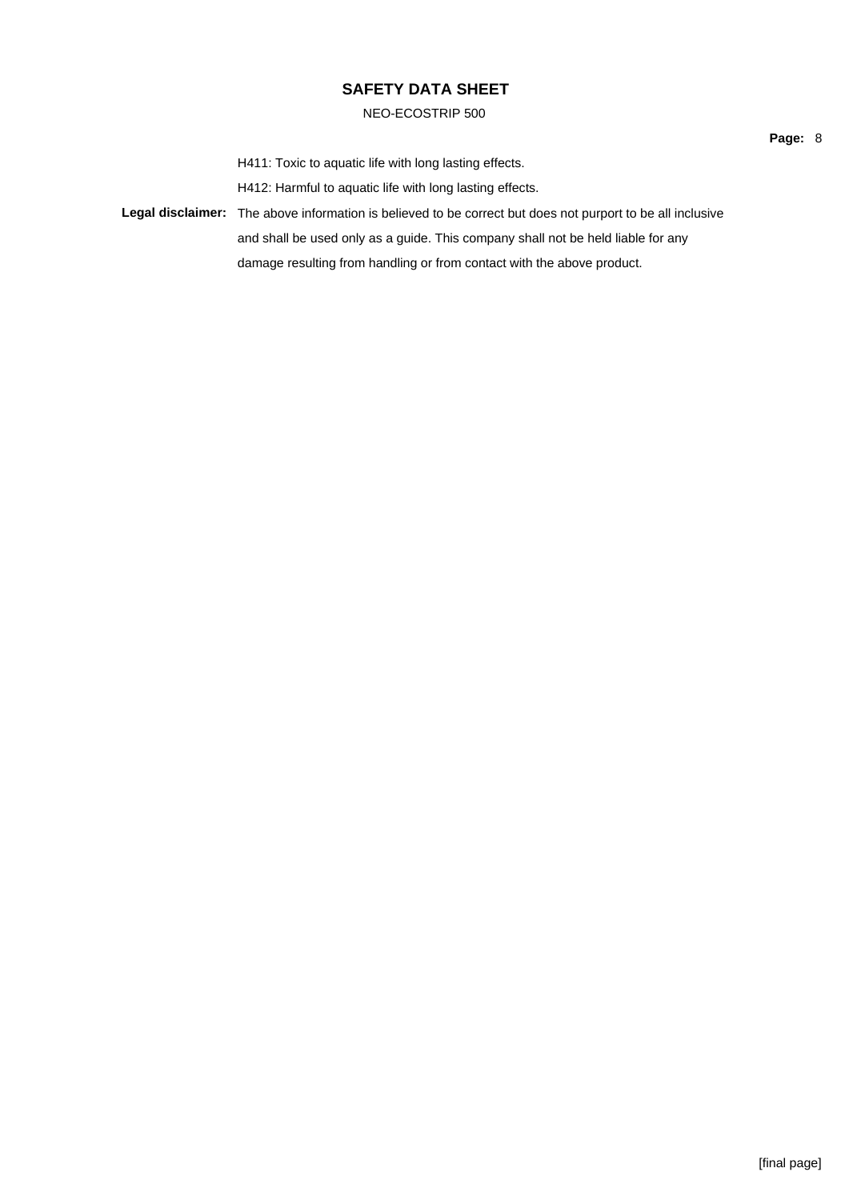H411: Toxic to aquatic life with long lasting effects.

H412: Harmful to aquatic life with long lasting effects.

**Legal disclaimer:** The above information is believed to be correct but does not purport to be all inclusive and shall be used only as a guide. This company shall not be held liable for any damage resulting from handling or from contact with the above product.

[final page]